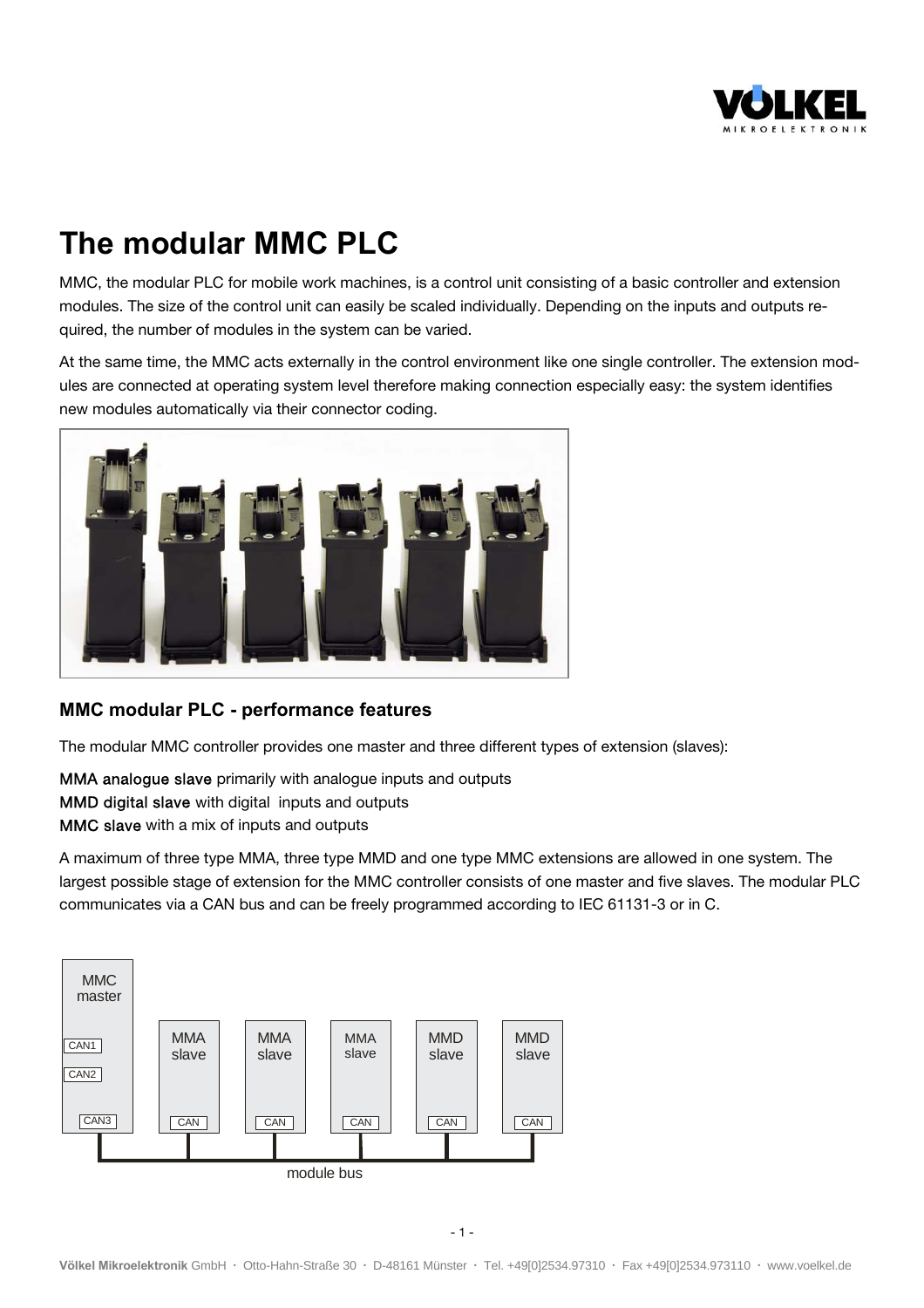# The modular MMC PLC

MMC, the modular PLC for mobile work machines, is a control unit consisting of a basic controller and extension modules. The size of the control unit can easily be scaled individually. Depending on the inputs and outputs required, the number of modules in the system can be varied.

At the same time, the MMC acts externally in the control environment like one single controller. The extension modules are connected at operating system level therefore making connection especially easy: the system identifies new modules automatically via their connector coding.

## MMC modular PLC - performance features

The modular MMC controller provides one master and three different types of extension (slaves):

**MMA analogue slave** primarily with analogue inputs and outputs
**MMD digital slave** with digital inputs and outputs
**MMC slave** with a mix of inputs and outputs

A maximum of three type MMA, three type MMD and one type MMC extensions are allowed in one system. The largest possible stage of extension for the MMC controller consists of one master and five slaves. The modular PLC communicates via a CAN bus and can be freely programmed according to IEC 61131-3 or in C.

MMC master: CAN1, CAN2, CAN3
MMA slave: CAN
MMA slave: CAN
MMA slave: CAN
MMD slave: CAN
MMD slave: CAN

module bus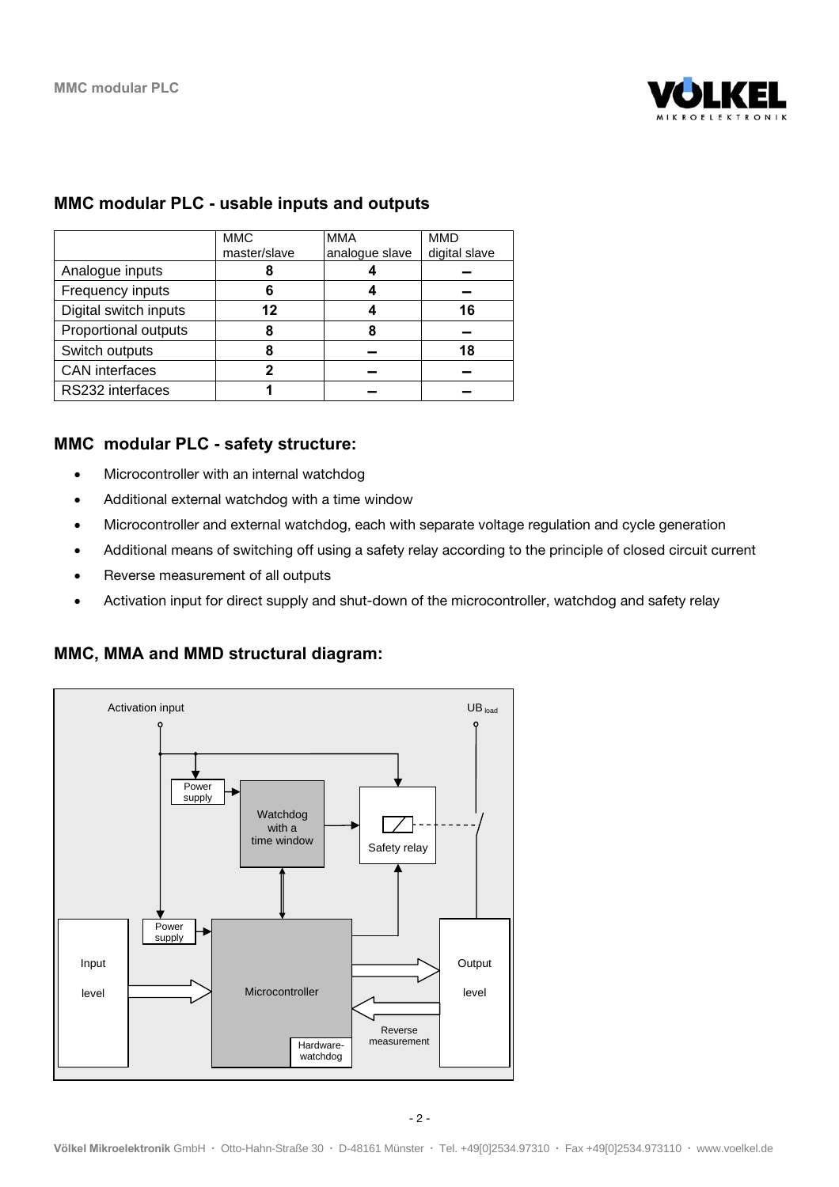## MMC modular PLC - usable inputs and outputs

| | MMC master/slave | MMA analogue slave | MMD digital slave |
|---|---|---|---|
| Analogue inputs | 8 | 4 | – |
| Frequency inputs | 6 | 4 | – |
| Digital switch inputs | 12 | 4 | 16 |
| Proportional outputs | 8 | 8 | – |
| Switch outputs | 8 | – | 18 |
| CAN interfaces | 2 | – | – |
| RS232 interfaces | 1 | – | – |

## MMC modular PLC - safety structure:

- Microcontroller with an internal watchdog
- Additional external watchdog with a time window
- Microcontroller and external watchdog, each with separate voltage regulation and cycle generation
- Additional means of switching off using a safety relay according to the principle of closed circuit current
- Reverse measurement of all outputs
- Activation input for direct supply and shut-down of the microcontroller, watchdog and safety relay

## MMC, MMA and MMD structural diagram: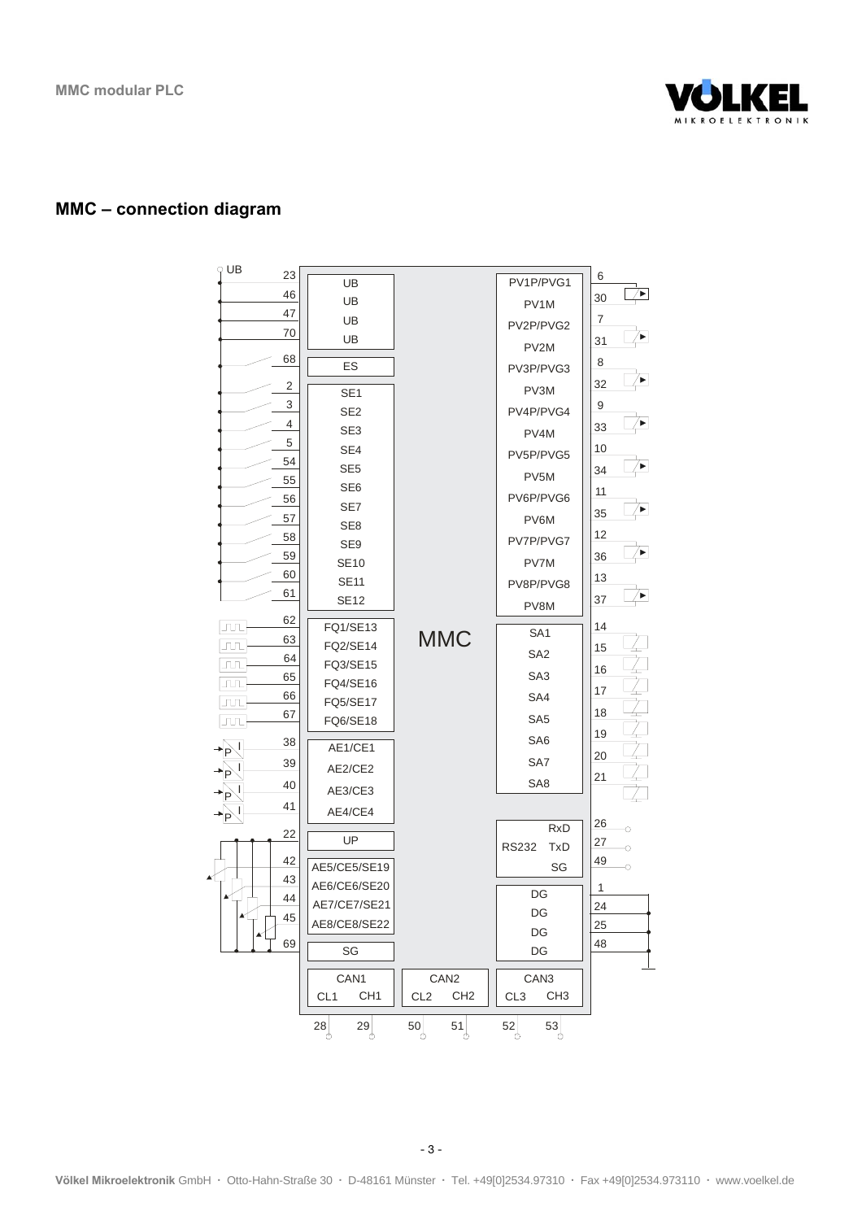## MMC – connection diagram

**MMC**

| Pin | Signal |
|---|---|
| 23 | UB |
| 46 | UB |
| 47 | UB |
| 70 | UB |
| 68 | ES |
| 2 | SE1 |
| 3 | SE2 |
| 4 | SE3 |
| 5 | SE4 |
| 54 | SE5 |
| 55 | SE6 |
| 56 | SE7 |
| 57 | SE8 |
| 58 | SE9 |
| 59 | SE10 |
| 60 | SE11 |
| 61 | SE12 |
| 62 | FQ1/SE13 |
| 63 | FQ2/SE14 |
| 64 | FQ3/SE15 |
| 65 | FQ4/SE16 |
| 66 | FQ5/SE17 |
| 67 | FQ6/SE18 |
| 38 | AE1/CE1 |
| 39 | AE2/CE2 |
| 40 | AE3/CE3 |
| 41 | AE4/CE4 |
| 22 | UP |
| 42 | AE5/CE5/SE19 |
| 43 | AE6/CE6/SE20 |
| 44 | AE7/CE7/SE21 |
| 45 | AE8/CE8/SE22 |
| 69 | SG |

| Pin | Signal |
|---|---|
| 6 | PV1P/PVG1 |
| 30 | PV1M |
| 7 | PV2P/PVG2 |
| 31 | PV2M |
| 8 | PV3P/PVG3 |
| 32 | PV3M |
| 9 | PV4P/PVG4 |
| 33 | PV4M |
| 10 | PV5P/PVG5 |
| 34 | PV5M |
| 11 | PV6P/PVG6 |
| 35 | PV6M |
| 12 | PV7P/PVG7 |
| 36 | PV7M |
| 13 | PV8P/PVG8 |
| 37 | PV8M |
| 14 | SA1 |
| 15 | SA2 |
| 16 | SA3 |
| 17 | SA4 |
| 18 | SA5 |
| 19 | SA6 |
| 20 | SA7 |
| 21 | SA8 |
| 26 | RS232 RxD |
| 27 | RS232 TxD |
| 49 | RS232 SG |
| 1 | DG |
| 24 | DG |
| 25 | DG |
| 48 | DG |

| Interface | Pin | Signal |
|---|---|---|
| CAN1 | 28 | CL1 |
| CAN1 | 29 | CH1 |
| CAN2 | 50 | CL2 |
| CAN2 | 51 | CH2 |
| CAN3 | 52 | CL3 |
| CAN3 | 53 | CH3 |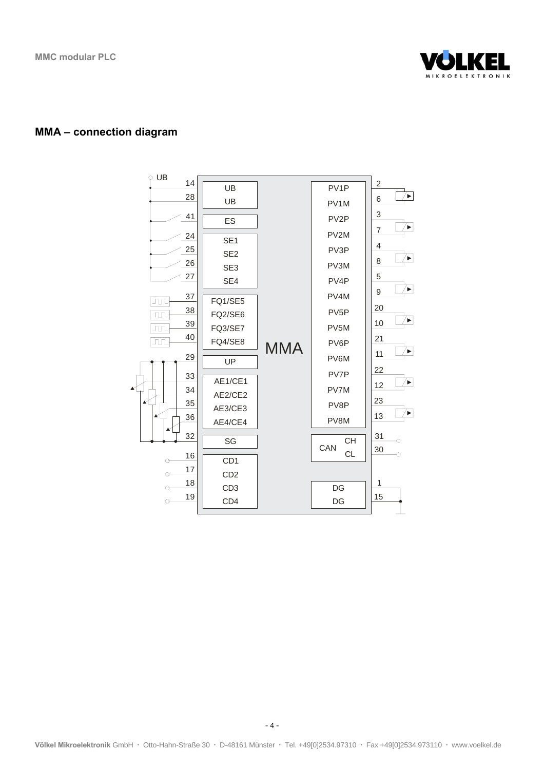## MMA – connection diagram

UB

| Pin | Signal | Signal | Pin |
|---|---|---|---|
| 14 | UB | PV1P | 2 |
| 28 | UB | PV1M | 6 |
| 41 | ES | PV2P | 3 |
| 24 | SE1 | PV2M | 7 |
| 25 | SE2 | PV3P | 4 |
| 26 | SE3 | PV3M | 8 |
| 27 | SE4 | PV4P | 5 |
| 37 | FQ1/SE5 | PV4M | 9 |
| 38 | FQ2/SE6 | PV5P | 20 |
| 39 | FQ3/SE7 | PV5M | 10 |
| 40 | FQ4/SE8 | PV6P | 21 |
| 29 | UP | PV6M | 11 |
| 33 | AE1/CE1 | PV7P | 22 |
| 34 | AE2/CE2 | PV7M | 12 |
| 35 | AE3/CE3 | PV8P | 23 |
| 36 | AE4/CE4 | PV8M | 13 |
| 32 | SG | CAN CH | 31 |
| 16 | CD1 | CAN CL | 30 |
| 17 | CD2 | DG | 1 |
| 18 | CD3 | DG | 15 |
| 19 | CD4 | | |

MMA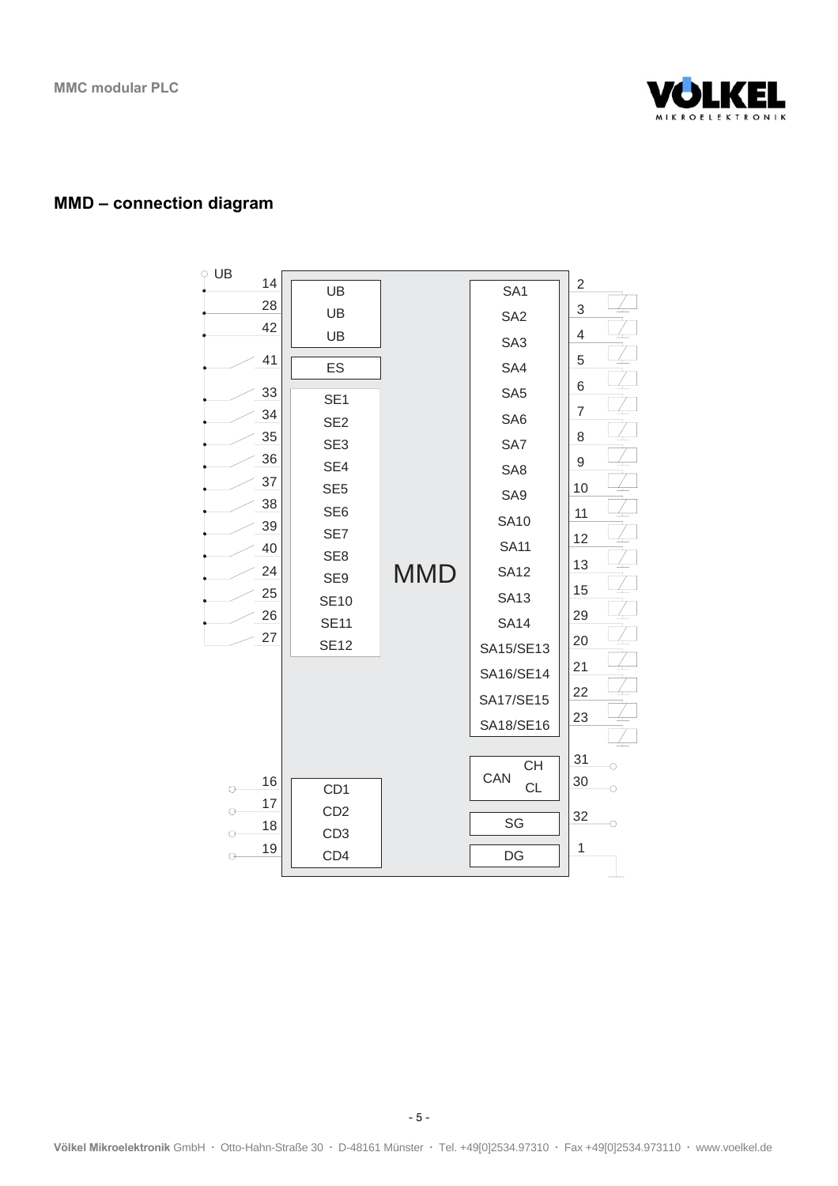## MMD – connection diagram

UB

| Pin | Signal | | Signal | Pin |
|---|---|---|---|---|
| 14 | UB | | SA1 | 2 |
| 28 | UB | | SA2 | 3 |
| 42 | UB | | SA3 | 4 |
| 41 | ES | | SA4 | 5 |
| 33 | SE1 | | SA5 | 6 |
| 34 | SE2 | | SA6 | 7 |
| 35 | SE3 | | SA7 | 8 |
| 36 | SE4 | | SA8 | 9 |
| 37 | SE5 | | SA9 | 10 |
| 38 | SE6 | | SA10 | 11 |
| 39 | SE7 | | SA11 | 12 |
| 40 | SE8 | MMD | SA12 | 13 |
| 24 | SE9 | | SA13 | 15 |
| 25 | SE10 | | SA14 | 29 |
| 26 | SE11 | | SA15/SE13 | 20 |
| 27 | SE12 | | SA16/SE14 | 21 |
| | | | SA17/SE15 | 22 |
| | | | SA18/SE16 | 23 |
| | | | CAN CH | 31 |
| 16 | CD1 | | CAN CL | 30 |
| 17 | CD2 | | SG | 32 |
| 18 | CD3 | | | |
| 19 | CD4 | | DG | 1 |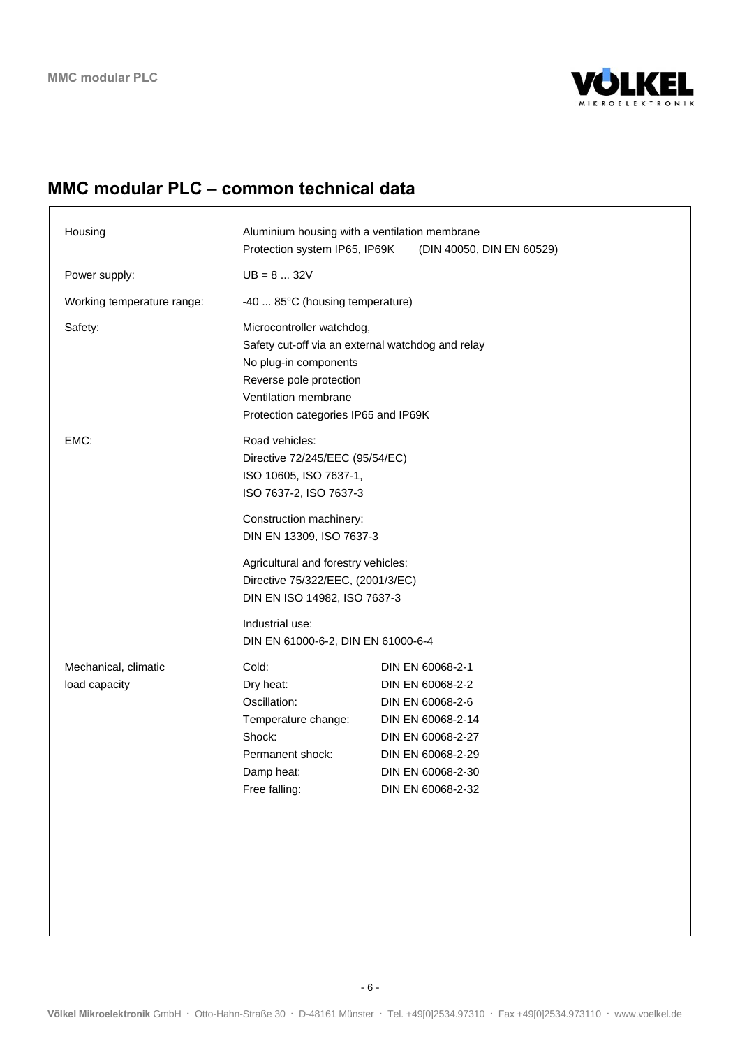## MMC modular PLC – common technical data

| | | |
|---|---|---|
| Housing | Aluminium housing with a ventilation membrane<br>Protection system IP65, IP69K (DIN 40050, DIN EN 60529) | |
| Power supply: | UB = 8 ... 32V | |
| Working temperature range: | -40 ... 85°C (housing temperature) | |
| Safety: | Microcontroller watchdog,<br>Safety cut-off via an external watchdog and relay<br>No plug-in components<br>Reverse pole protection<br>Ventilation membrane<br>Protection categories IP65 and IP69K | |
| EMC: | Road vehicles:<br>Directive 72/245/EEC (95/54/EC)<br>ISO 10605, ISO 7637-1,<br>ISO 7637-2, ISO 7637-3<br><br>Construction machinery:<br>DIN EN 13309, ISO 7637-3<br><br>Agricultural and forestry vehicles:<br>Directive 75/322/EEC, (2001/3/EC)<br>DIN EN ISO 14982, ISO 7637-3<br><br>Industrial use:<br>DIN EN 61000-6-2, DIN EN 61000-6-4 | |
| Mechanical, climatic load capacity | Cold: | DIN EN 60068-2-1 |
| | Dry heat: | DIN EN 60068-2-2 |
| | Oscillation: | DIN EN 60068-2-6 |
| | Temperature change: | DIN EN 60068-2-14 |
| | Shock: | DIN EN 60068-2-27 |
| | Permanent shock: | DIN EN 60068-2-29 |
| | Damp heat: | DIN EN 60068-2-30 |
| | Free falling: | DIN EN 60068-2-32 |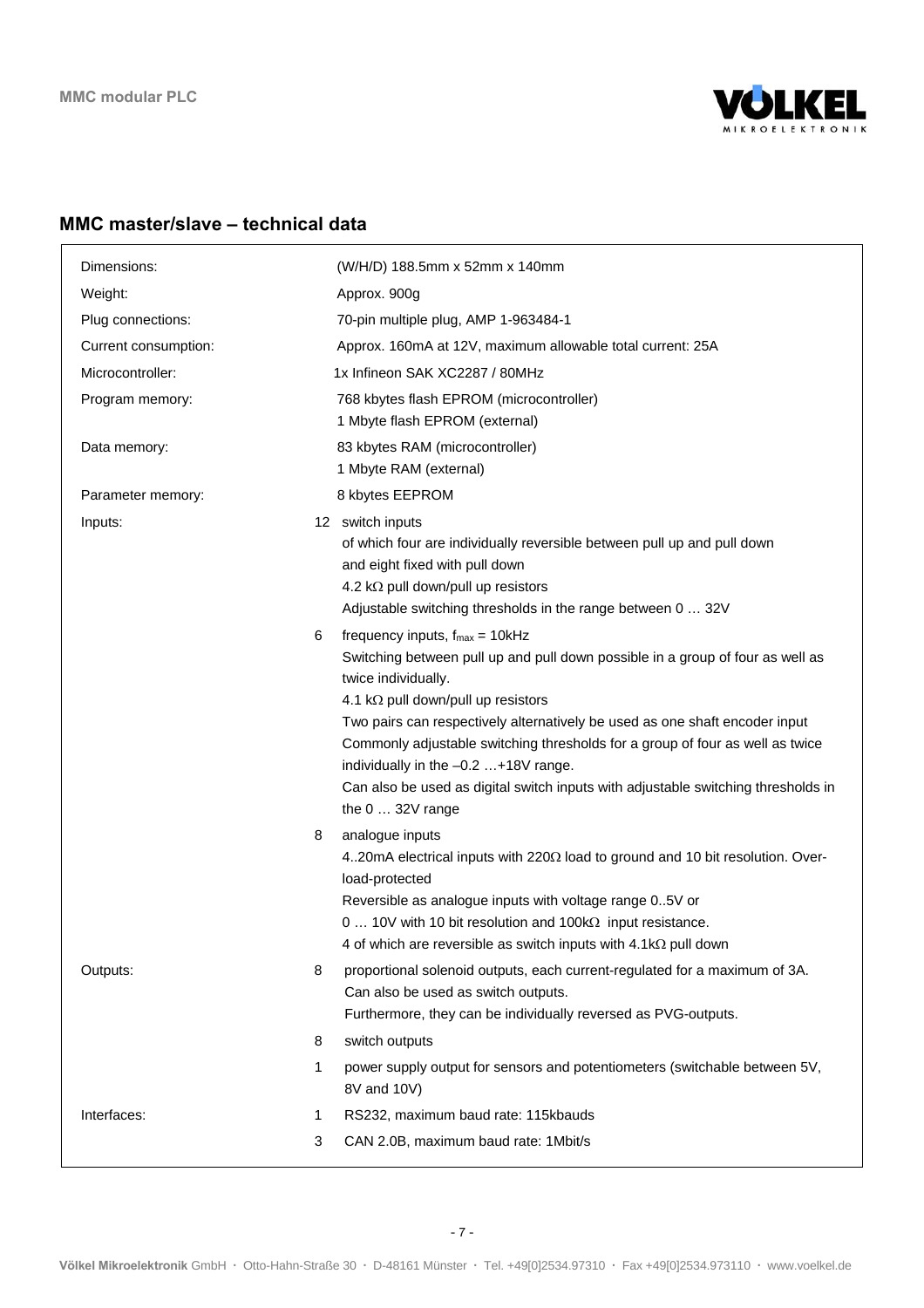## MMC master/slave – technical data

| | | |
|---|---|---|
| Dimensions: | | (W/H/D) 188.5mm x 52mm x 140mm |
| Weight: | | Approx. 900g |
| Plug connections: | | 70-pin multiple plug, AMP 1-963484-1 |
| Current consumption: | | Approx. 160mA at 12V, maximum allowable total current: 25A |
| Microcontroller: | | 1x Infineon SAK XC2287 / 80MHz |
| Program memory: | | 768 kbytes flash EPROM (microcontroller)<br>1 Mbyte flash EPROM (external) |
| Data memory: | | 83 kbytes RAM (microcontroller)<br>1 Mbyte RAM (external) |
| Parameter memory: | | 8 kbytes EEPROM |
| Inputs: | 12 | switch inputs<br>of which four are individually reversible between pull up and pull down and eight fixed with pull down<br>4.2 kΩ pull down/pull up resistors<br>Adjustable switching thresholds in the range between 0 … 32V |
| | 6 | frequency inputs, $f_{max}$ = 10kHz<br>Switching between pull up and pull down possible in a group of four as well as twice individually.<br>4.1 kΩ pull down/pull up resistors<br>Two pairs can respectively alternatively be used as one shaft encoder input<br>Commonly adjustable switching thresholds for a group of four as well as twice individually in the –0.2 …+18V range.<br>Can also be used as digital switch inputs with adjustable switching thresholds in the 0 … 32V range |
| | 8 | analogue inputs<br>4..20mA electrical inputs with 220Ω load to ground and 10 bit resolution. Overload-protected<br>Reversible as analogue inputs with voltage range 0..5V or 0 … 10V with 10 bit resolution and 100kΩ input resistance.<br>4 of which are reversible as switch inputs with 4.1kΩ pull down |
| Outputs: | 8 | proportional solenoid outputs, each current-regulated for a maximum of 3A.<br>Can also be used as switch outputs.<br>Furthermore, they can be individually reversed as PVG-outputs. |
| | 8 | switch outputs |
| | 1 | power supply output for sensors and potentiometers (switchable between 5V, 8V and 10V) |
| Interfaces: | 1 | RS232, maximum baud rate: 115kbauds |
| | 3 | CAN 2.0B, maximum baud rate: 1Mbit/s |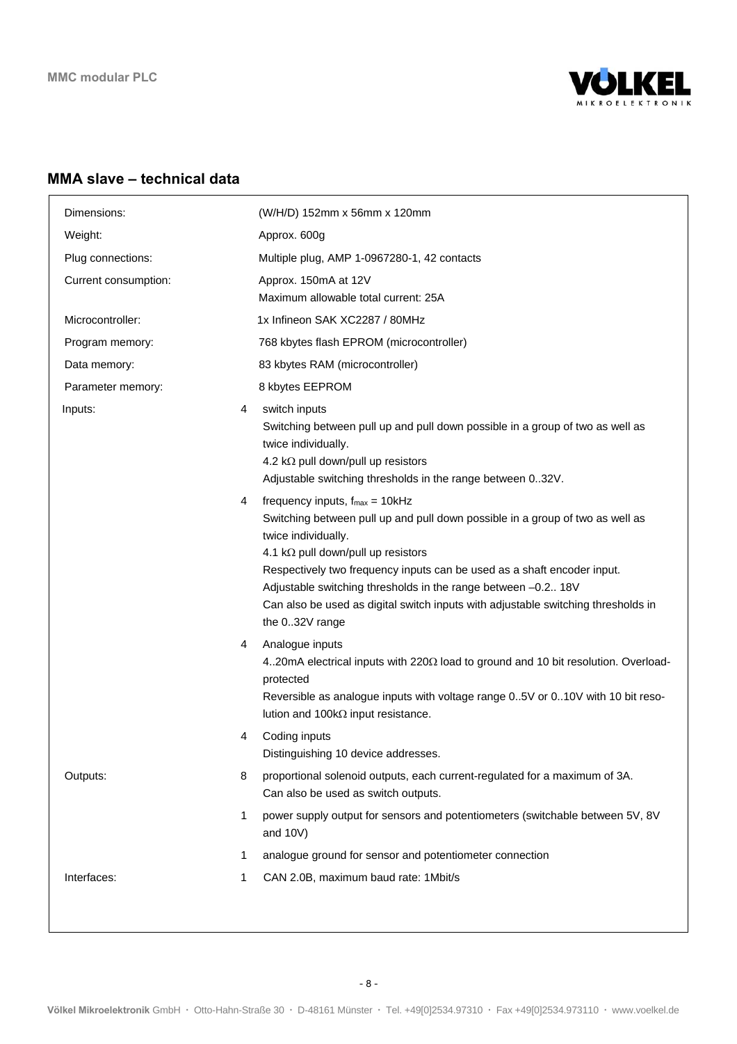## MMA slave – technical data

| | | |
|---|---|---|
| Dimensions: | | (W/H/D) 152mm x 56mm x 120mm |
| Weight: | | Approx. 600g |
| Plug connections: | | Multiple plug, AMP 1-0967280-1, 42 contacts |
| Current consumption: | | Approx. 150mA at 12V<br>Maximum allowable total current: 25A |
| Microcontroller: | | 1x Infineon SAK XC2287 / 80MHz |
| Program memory: | | 768 kbytes flash EPROM (microcontroller) |
| Data memory: | | 83 kbytes RAM (microcontroller) |
| Parameter memory: | | 8 kbytes EEPROM |
| Inputs: | 4 | switch inputs<br>Switching between pull up and pull down possible in a group of two as well as twice individually.<br>4.2 kΩ pull down/pull up resistors<br>Adjustable switching thresholds in the range between 0..32V. |
| | 4 | frequency inputs, $f_{max}$ = 10kHz<br>Switching between pull up and pull down possible in a group of two as well as twice individually.<br>4.1 kΩ pull down/pull up resistors<br>Respectively two frequency inputs can be used as a shaft encoder input.<br>Adjustable switching thresholds in the range between –0.2.. 18V<br>Can also be used as digital switch inputs with adjustable switching thresholds in the 0..32V range |
| | 4 | Analogue inputs<br>4..20mA electrical inputs with 220Ω load to ground and 10 bit resolution. Overload-protected<br>Reversible as analogue inputs with voltage range 0..5V or 0..10V with 10 bit resolution and 100kΩ input resistance. |
| | 4 | Coding inputs<br>Distinguishing 10 device addresses. |
| Outputs: | 8 | proportional solenoid outputs, each current-regulated for a maximum of 3A.<br>Can also be used as switch outputs. |
| | 1 | power supply output for sensors and potentiometers (switchable between 5V, 8V and 10V) |
| | 1 | analogue ground for sensor and potentiometer connection |
| Interfaces: | 1 | CAN 2.0B, maximum baud rate: 1Mbit/s |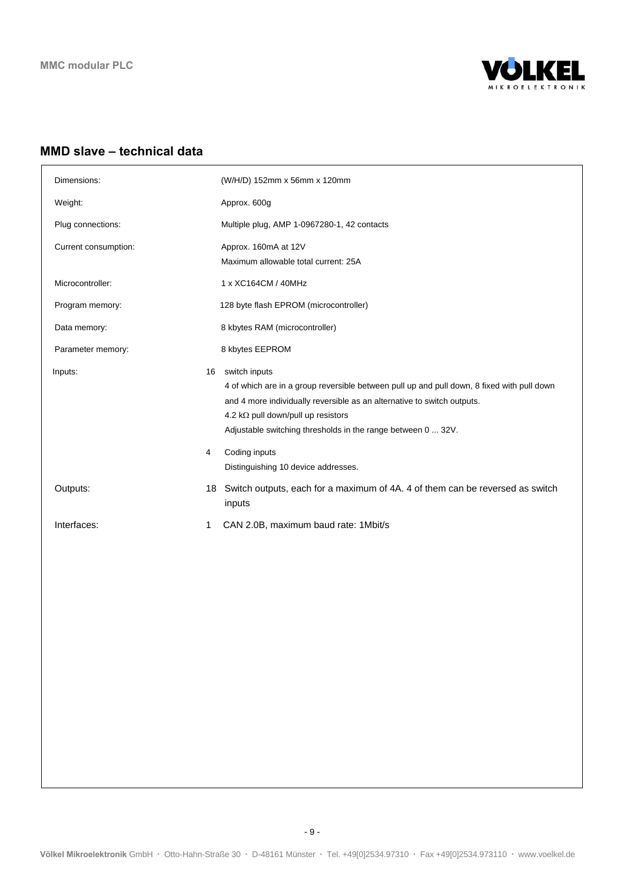## MMD slave – technical data

| | | |
|---|---|---|
| Dimensions: | | (W/H/D) 152mm x 56mm x 120mm |
| Weight: | | Approx. 600g |
| Plug connections: | | Multiple plug, AMP 1-0967280-1, 42 contacts |
| Current consumption: | | Approx. 160mA at 12V<br>Maximum allowable total current: 25A |
| Microcontroller: | | 1 x XC164CM / 40MHz |
| Program memory: | | 128 byte flash EPROM (microcontroller) |
| Data memory: | | 8 kbytes RAM (microcontroller) |
| Parameter memory: | | 8 kbytes EEPROM |
| Inputs: | 16 | switch inputs<br>4 of which are in a group reversible between pull up and pull down, 8 fixed with pull down and 4 more individually reversible as an alternative to switch outputs.<br>4.2 kΩ pull down/pull up resistors<br>Adjustable switching thresholds in the range between 0 ... 32V. |
| | 4 | Coding inputs<br>Distinguishing 10 device addresses. |
| Outputs: | 18 | Switch outputs, each for a maximum of 4A. 4 of them can be reversed as switch inputs |
| Interfaces: | 1 | CAN 2.0B, maximum baud rate: 1Mbit/s |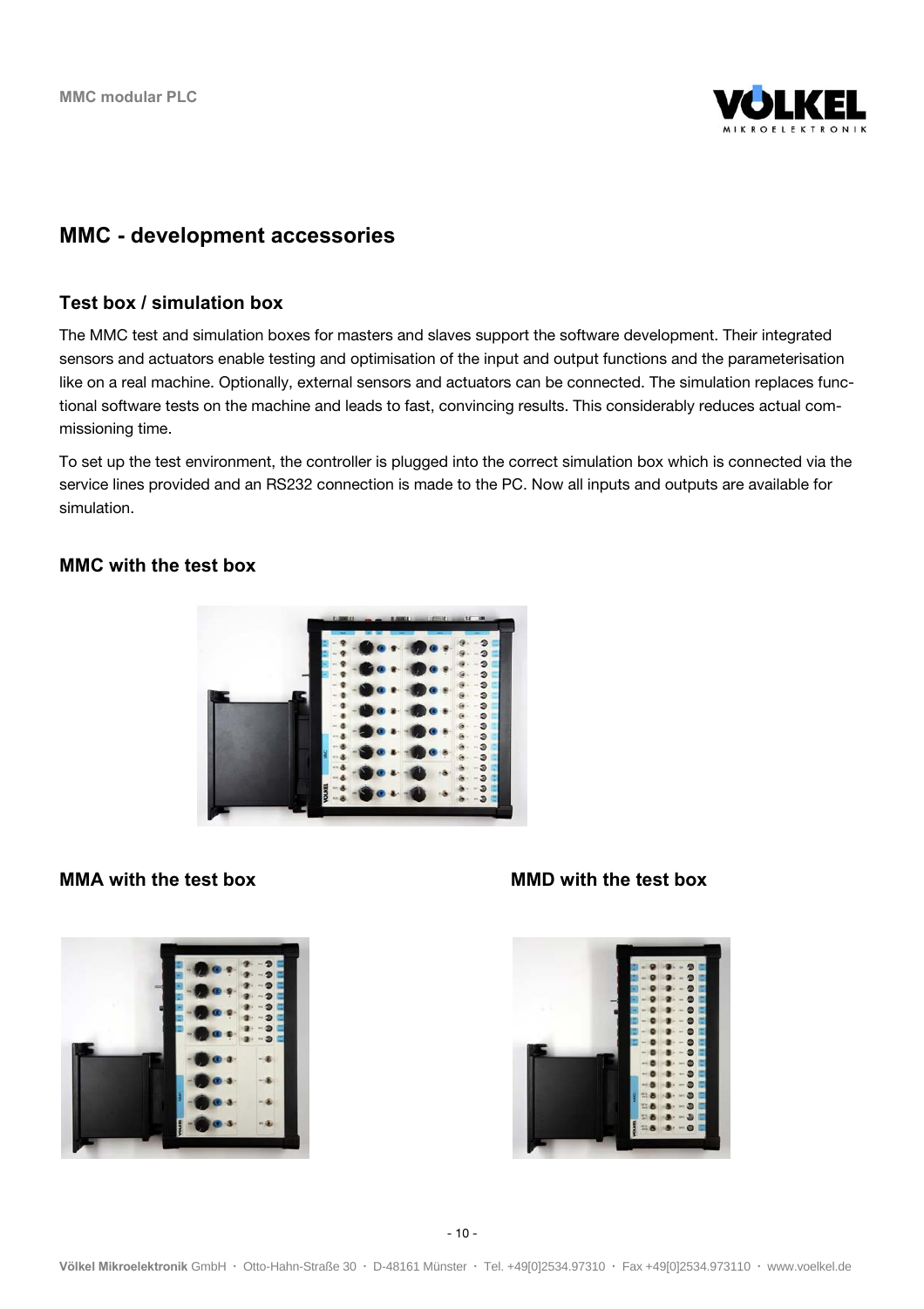## MMC - development accessories

### Test box / simulation box

The MMC test and simulation boxes for masters and slaves support the software development. Their integrated sensors and actuators enable testing and optimisation of the input and output functions and the parameterisation like on a real machine. Optionally, external sensors and actuators can be connected. The simulation replaces functional software tests on the machine and leads to fast, convincing results. This considerably reduces actual commissioning time.

To set up the test environment, the controller is plugged into the correct simulation box which is connected via the service lines provided and an RS232 connection is made to the PC. Now all inputs and outputs are available for simulation.

### MMC with the test box

### MMA with the test box

### MMD with the test box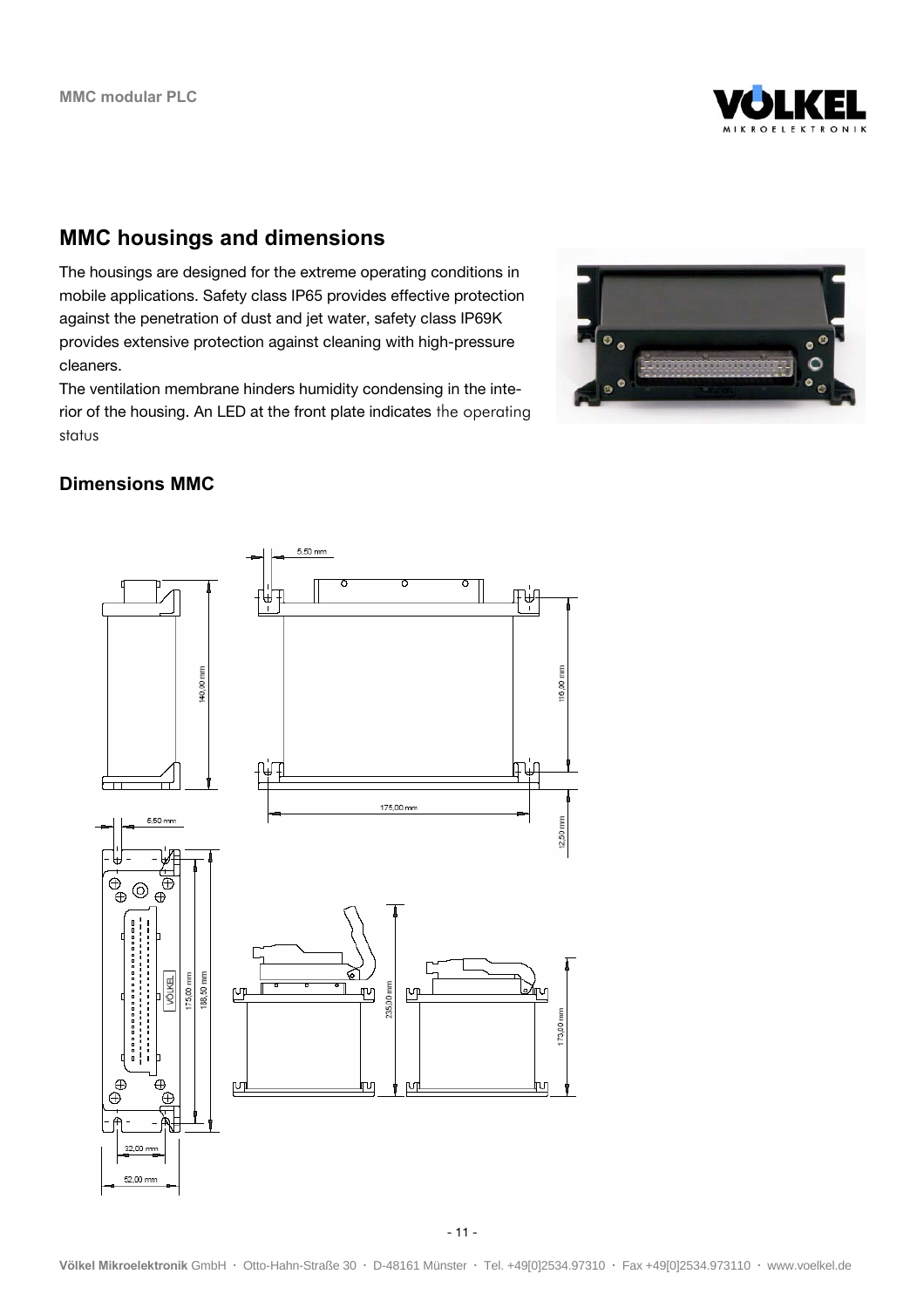## MMC housings and dimensions

The housings are designed for the extreme operating conditions in mobile applications. Safety class IP65 provides effective protection against the penetration of dust and jet water, safety class IP69K provides extensive protection against cleaning with high-pressure cleaners.

The ventilation membrane hinders humidity condensing in the interior of the housing. An LED at the front plate indicates the operating status

### Dimensions MMC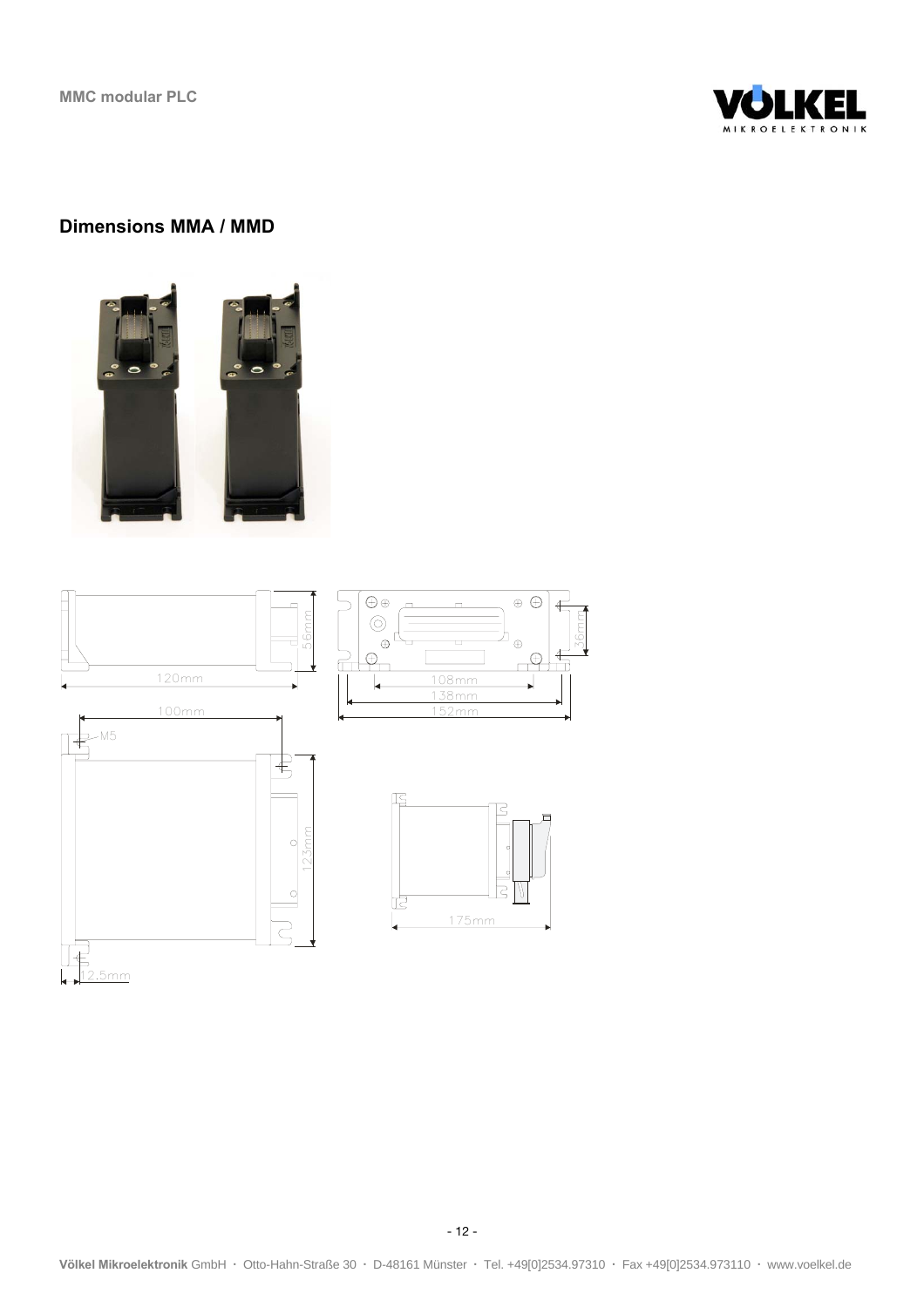## Dimensions MMA / MMD

56mm
120mm
100mm
M5
123mm
12,5mm
36mm
108mm
138mm
152mm
175mm